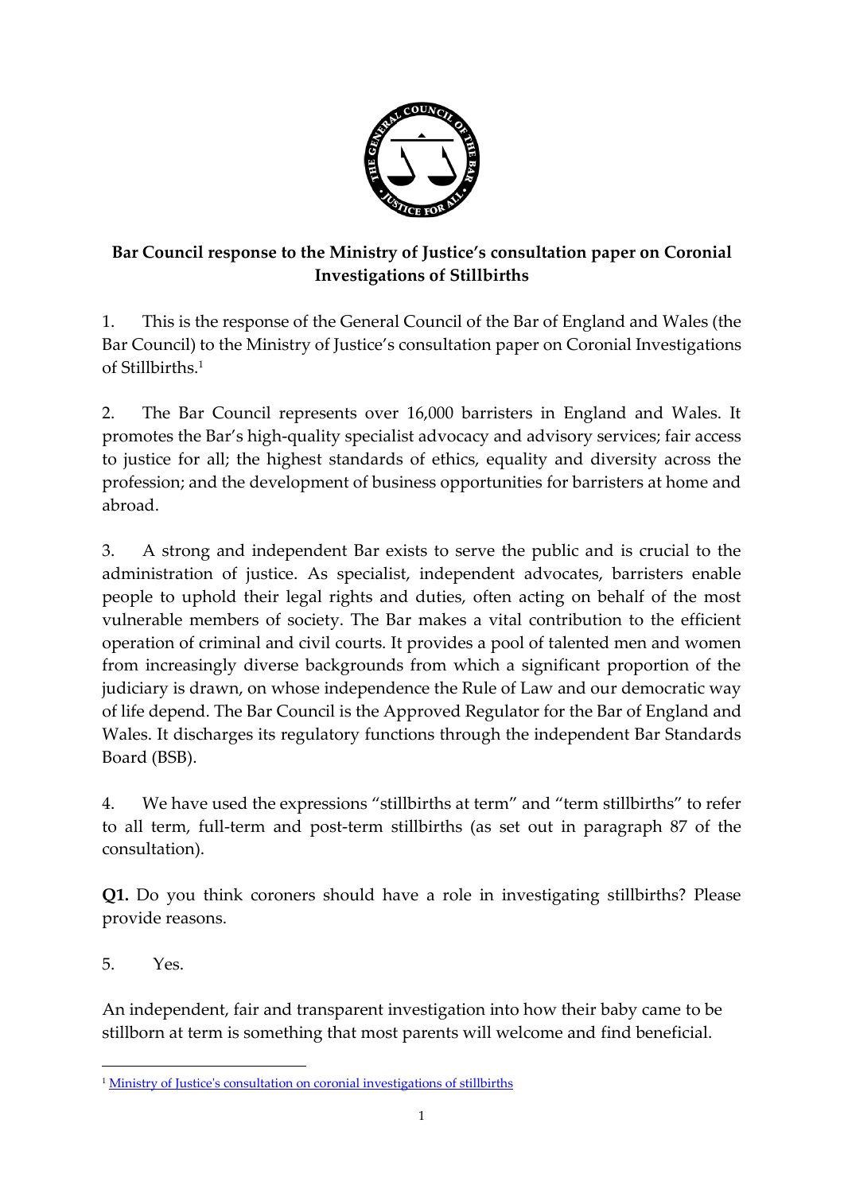**Bar Council response to the Ministry of Justice's consultation paper on Coronial Investigations of Stillbirths**

1. This is the response of the General Council of the Bar of England and Wales (the Bar Council) to the Ministry of Justice's consultation paper on Coronial Investigations of Stillbirths.[1]

2. The Bar Council represents over 16,000 barristers in England and Wales. It promotes the Bar's high-quality specialist advocacy and advisory services; fair access to justice for all; the highest standards of ethics, equality and diversity across the profession; and the development of business opportunities for barristers at home and abroad.

3. A strong and independent Bar exists to serve the public and is crucial to the administration of justice. As specialist, independent advocates, barristers enable people to uphold their legal rights and duties, often acting on behalf of the most vulnerable members of society. The Bar makes a vital contribution to the efficient operation of criminal and civil courts. It provides a pool of talented men and women from increasingly diverse backgrounds from which a significant proportion of the judiciary is drawn, on whose independence the Rule of Law and our democratic way of life depend. The Bar Council is the Approved Regulator for the Bar of England and Wales. It discharges its regulatory functions through the independent Bar Standards Board (BSB).

4. We have used the expressions "stillbirths at term" and "term stillbirths" to refer to all term, full-term and post-term stillbirths (as set out in paragraph 87 of the consultation).

**Q1.** Do you think coroners should have a role in investigating stillbirths? Please provide reasons.

5. Yes.

An independent, fair and transparent investigation into how their baby came to be stillborn at term is something that most parents will welcome and find beneficial.

[1] Ministry of Justice's consultation on coronial investigations of stillbirths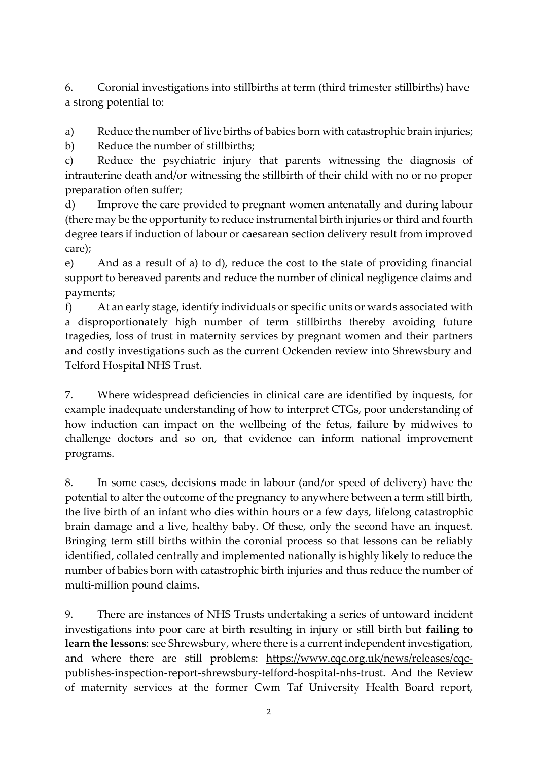6. Coronial investigations into stillbirths at term (third trimester stillbirths) have a strong potential to:

a) Reduce the number of live births of babies born with catastrophic brain injuries;

b) Reduce the number of stillbirths;

c) Reduce the psychiatric injury that parents witnessing the diagnosis of intrauterine death and/or witnessing the stillbirth of their child with no or no proper preparation often suffer;

d) Improve the care provided to pregnant women antenatally and during labour (there may be the opportunity to reduce instrumental birth injuries or third and fourth degree tears if induction of labour or caesarean section delivery result from improved care);

e) And as a result of a) to d), reduce the cost to the state of providing financial support to bereaved parents and reduce the number of clinical negligence claims and payments;

f) At an early stage, identify individuals or specific units or wards associated with a disproportionately high number of term stillbirths thereby avoiding future tragedies, loss of trust in maternity services by pregnant women and their partners and costly investigations such as the current Ockenden review into Shrewsbury and Telford Hospital NHS Trust.

7. Where widespread deficiencies in clinical care are identified by inquests, for example inadequate understanding of how to interpret CTGs, poor understanding of how induction can impact on the wellbeing of the fetus, failure by midwives to challenge doctors and so on, that evidence can inform national improvement programs.

8. In some cases, decisions made in labour (and/or speed of delivery) have the potential to alter the outcome of the pregnancy to anywhere between a term still birth, the live birth of an infant who dies within hours or a few days, lifelong catastrophic brain damage and a live, healthy baby. Of these, only the second have an inquest. Bringing term still births within the coronial process so that lessons can be reliably identified, collated centrally and implemented nationally is highly likely to reduce the number of babies born with catastrophic birth injuries and thus reduce the number of multi-million pound claims.

9. There are instances of NHS Trusts undertaking a series of untoward incident investigations into poor care at birth resulting in injury or still birth but **failing to learn the lessons**: see Shrewsbury, where there is a current independent investigation, and where there are still problems: https://www.cqc.org.uk/news/releases/cqc-publishes-inspection-report-shrewsbury-telford-hospital-nhs-trust. And the Review of maternity services at the former Cwm Taf University Health Board report,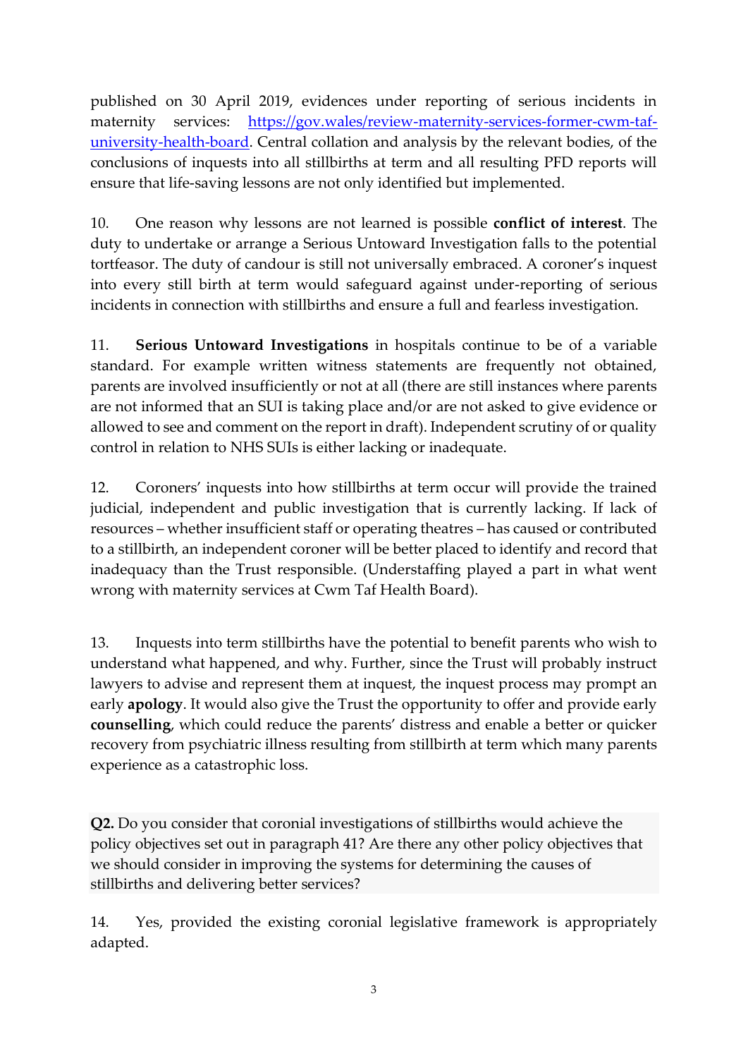published on 30 April 2019, evidences under reporting of serious incidents in maternity services: [https://gov.wales/review-maternity-services-former-cwm-taf-university-health-board](https://gov.wales/review-maternity-services-former-cwm-taf-university-health-board). Central collation and analysis by the relevant bodies, of the conclusions of inquests into all stillbirths at term and all resulting PFD reports will ensure that life-saving lessons are not only identified but implemented.

10. One reason why lessons are not learned is possible **conflict of interest**. The duty to undertake or arrange a Serious Untoward Investigation falls to the potential tortfeasor. The duty of candour is still not universally embraced. A coroner's inquest into every still birth at term would safeguard against under-reporting of serious incidents in connection with stillbirths and ensure a full and fearless investigation.

11. **Serious Untoward Investigations** in hospitals continue to be of a variable standard. For example written witness statements are frequently not obtained, parents are involved insufficiently or not at all (there are still instances where parents are not informed that an SUI is taking place and/or are not asked to give evidence or allowed to see and comment on the report in draft). Independent scrutiny of or quality control in relation to NHS SUIs is either lacking or inadequate.

12. Coroners' inquests into how stillbirths at term occur will provide the trained judicial, independent and public investigation that is currently lacking. If lack of resources – whether insufficient staff or operating theatres – has caused or contributed to a stillbirth, an independent coroner will be better placed to identify and record that inadequacy than the Trust responsible. (Understaffing played a part in what went wrong with maternity services at Cwm Taf Health Board).

13. Inquests into term stillbirths have the potential to benefit parents who wish to understand what happened, and why. Further, since the Trust will probably instruct lawyers to advise and represent them at inquest, the inquest process may prompt an early **apology**. It would also give the Trust the opportunity to offer and provide early **counselling**, which could reduce the parents' distress and enable a better or quicker recovery from psychiatric illness resulting from stillbirth at term which many parents experience as a catastrophic loss.

**Q2.** Do you consider that coronial investigations of stillbirths would achieve the policy objectives set out in paragraph 41? Are there any other policy objectives that we should consider in improving the systems for determining the causes of stillbirths and delivering better services?

14. Yes, provided the existing coronial legislative framework is appropriately adapted.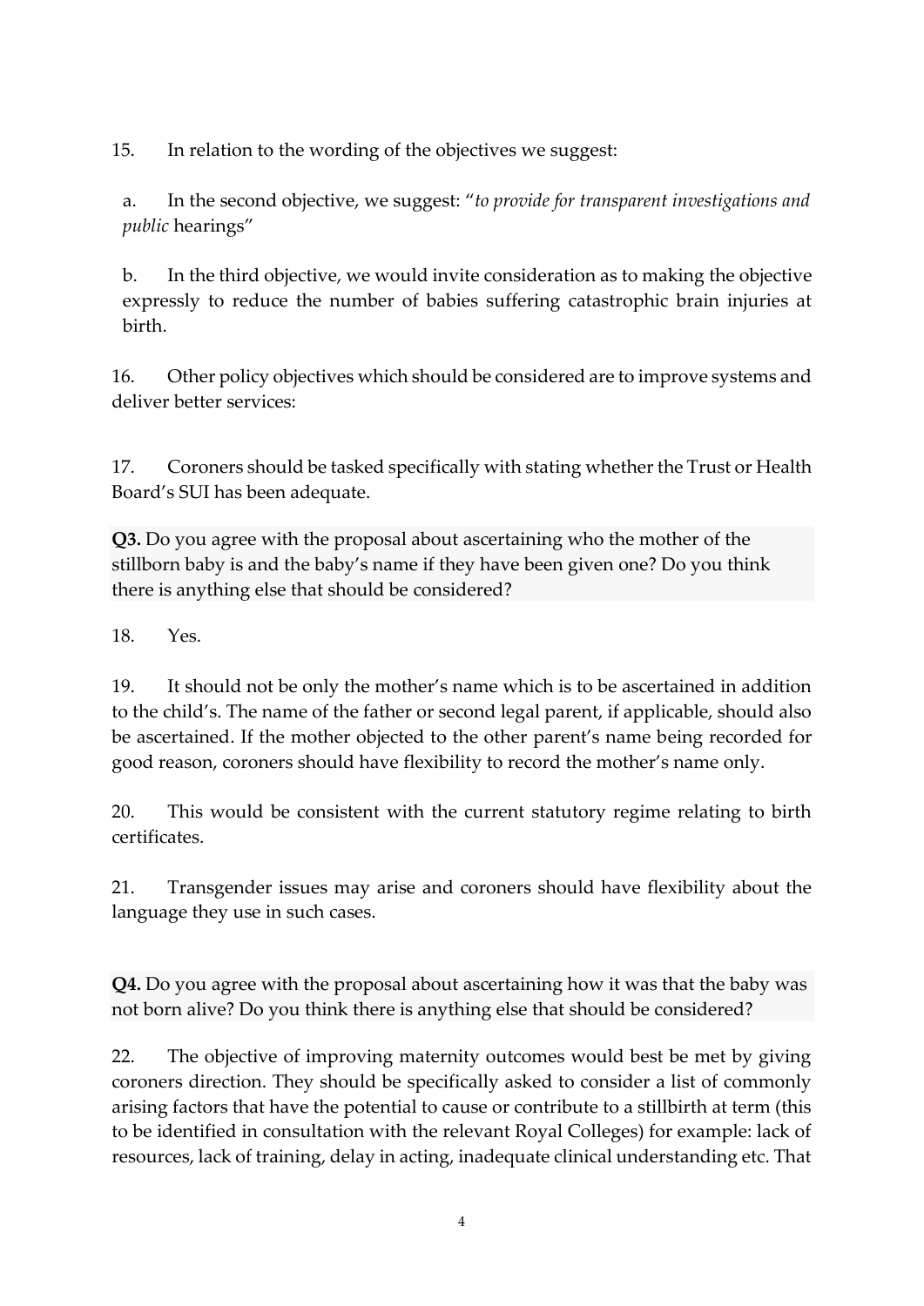15. In relation to the wording of the objectives we suggest:

a. In the second objective, we suggest: "*to provide for transparent investigations and public* hearings"

b. In the third objective, we would invite consideration as to making the objective expressly to reduce the number of babies suffering catastrophic brain injuries at birth.

16. Other policy objectives which should be considered are to improve systems and deliver better services:

17. Coroners should be tasked specifically with stating whether the Trust or Health Board's SUI has been adequate.

**Q3.** Do you agree with the proposal about ascertaining who the mother of the stillborn baby is and the baby's name if they have been given one? Do you think there is anything else that should be considered?

18. Yes.

19. It should not be only the mother's name which is to be ascertained in addition to the child's. The name of the father or second legal parent, if applicable, should also be ascertained. If the mother objected to the other parent's name being recorded for good reason, coroners should have flexibility to record the mother's name only.

20. This would be consistent with the current statutory regime relating to birth certificates.

21. Transgender issues may arise and coroners should have flexibility about the language they use in such cases.

**Q4.** Do you agree with the proposal about ascertaining how it was that the baby was not born alive? Do you think there is anything else that should be considered?

22. The objective of improving maternity outcomes would best be met by giving coroners direction. They should be specifically asked to consider a list of commonly arising factors that have the potential to cause or contribute to a stillbirth at term (this to be identified in consultation with the relevant Royal Colleges) for example: lack of resources, lack of training, delay in acting, inadequate clinical understanding etc. That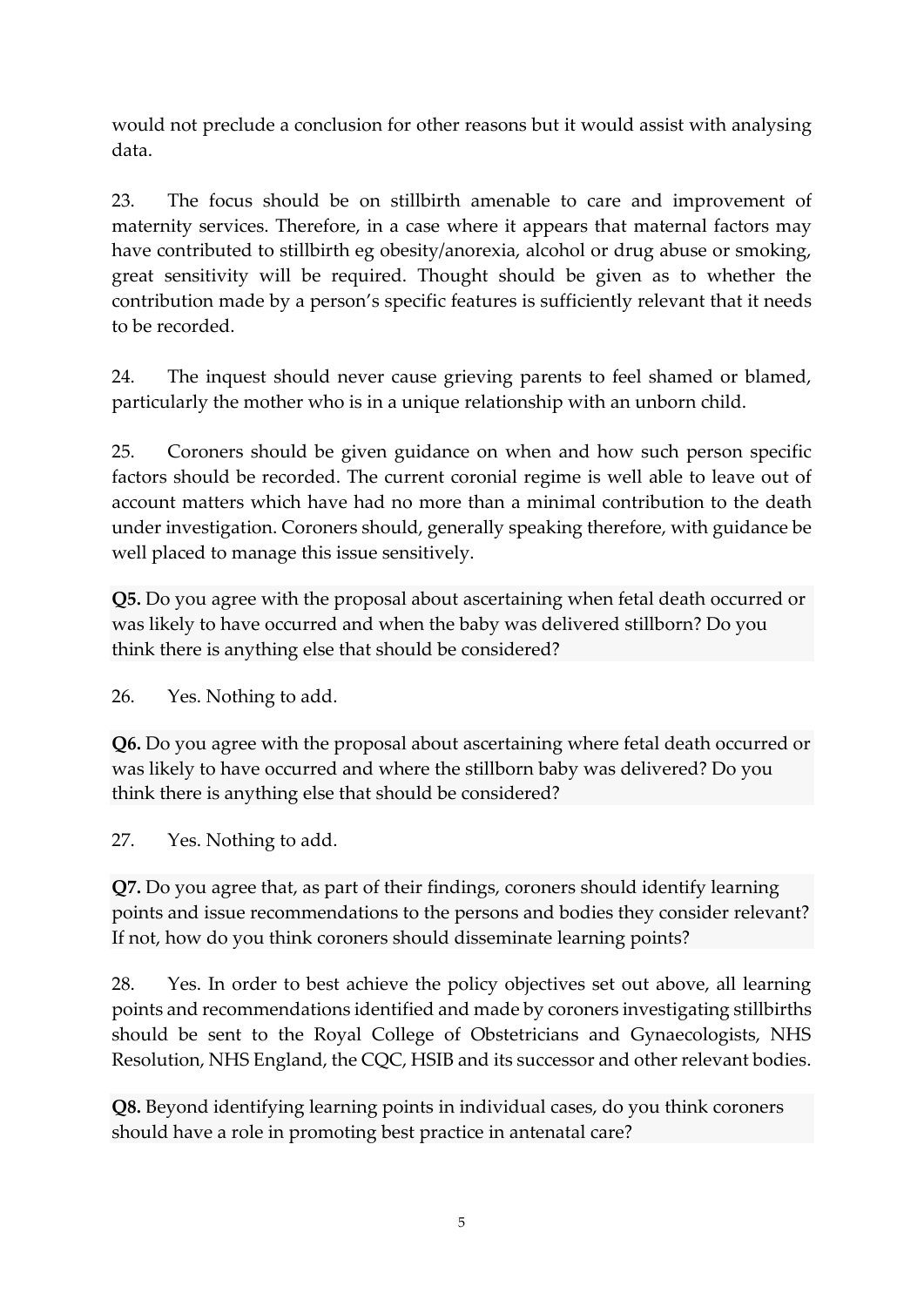would not preclude a conclusion for other reasons but it would assist with analysing data.

23. The focus should be on stillbirth amenable to care and improvement of maternity services. Therefore, in a case where it appears that maternal factors may have contributed to stillbirth eg obesity/anorexia, alcohol or drug abuse or smoking, great sensitivity will be required. Thought should be given as to whether the contribution made by a person's specific features is sufficiently relevant that it needs to be recorded.

24. The inquest should never cause grieving parents to feel shamed or blamed, particularly the mother who is in a unique relationship with an unborn child.

25. Coroners should be given guidance on when and how such person specific factors should be recorded. The current coronial regime is well able to leave out of account matters which have had no more than a minimal contribution to the death under investigation. Coroners should, generally speaking therefore, with guidance be well placed to manage this issue sensitively.

**Q5.** Do you agree with the proposal about ascertaining when fetal death occurred or was likely to have occurred and when the baby was delivered stillborn? Do you think there is anything else that should be considered?

26. Yes. Nothing to add.

**Q6.** Do you agree with the proposal about ascertaining where fetal death occurred or was likely to have occurred and where the stillborn baby was delivered? Do you think there is anything else that should be considered?

27. Yes. Nothing to add.

**Q7.** Do you agree that, as part of their findings, coroners should identify learning points and issue recommendations to the persons and bodies they consider relevant? If not, how do you think coroners should disseminate learning points?

28. Yes. In order to best achieve the policy objectives set out above, all learning points and recommendations identified and made by coroners investigating stillbirths should be sent to the Royal College of Obstetricians and Gynaecologists, NHS Resolution, NHS England, the CQC, HSIB and its successor and other relevant bodies.

**Q8.** Beyond identifying learning points in individual cases, do you think coroners should have a role in promoting best practice in antenatal care?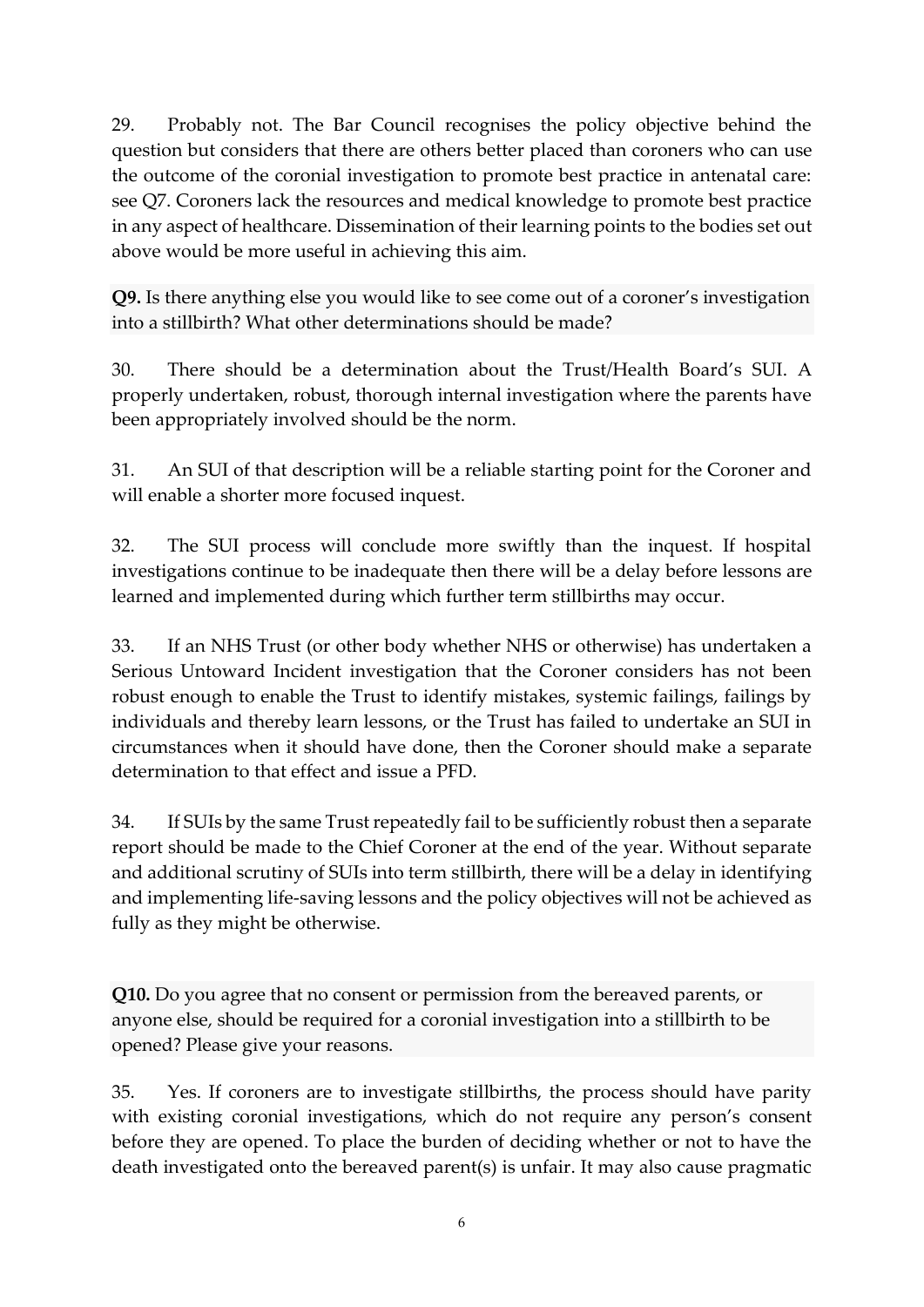29. Probably not. The Bar Council recognises the policy objective behind the question but considers that there are others better placed than coroners who can use the outcome of the coronial investigation to promote best practice in antenatal care: see Q7. Coroners lack the resources and medical knowledge to promote best practice in any aspect of healthcare. Dissemination of their learning points to the bodies set out above would be more useful in achieving this aim.

**Q9.** Is there anything else you would like to see come out of a coroner's investigation into a stillbirth? What other determinations should be made?

30. There should be a determination about the Trust/Health Board's SUI. A properly undertaken, robust, thorough internal investigation where the parents have been appropriately involved should be the norm.

31. An SUI of that description will be a reliable starting point for the Coroner and will enable a shorter more focused inquest.

32. The SUI process will conclude more swiftly than the inquest. If hospital investigations continue to be inadequate then there will be a delay before lessons are learned and implemented during which further term stillbirths may occur.

33. If an NHS Trust (or other body whether NHS or otherwise) has undertaken a Serious Untoward Incident investigation that the Coroner considers has not been robust enough to enable the Trust to identify mistakes, systemic failings, failings by individuals and thereby learn lessons, or the Trust has failed to undertake an SUI in circumstances when it should have done, then the Coroner should make a separate determination to that effect and issue a PFD.

34. If SUIs by the same Trust repeatedly fail to be sufficiently robust then a separate report should be made to the Chief Coroner at the end of the year. Without separate and additional scrutiny of SUIs into term stillbirth, there will be a delay in identifying and implementing life-saving lessons and the policy objectives will not be achieved as fully as they might be otherwise.

**Q10.** Do you agree that no consent or permission from the bereaved parents, or anyone else, should be required for a coronial investigation into a stillbirth to be opened? Please give your reasons.

35. Yes. If coroners are to investigate stillbirths, the process should have parity with existing coronial investigations, which do not require any person's consent before they are opened. To place the burden of deciding whether or not to have the death investigated onto the bereaved parent(s) is unfair. It may also cause pragmatic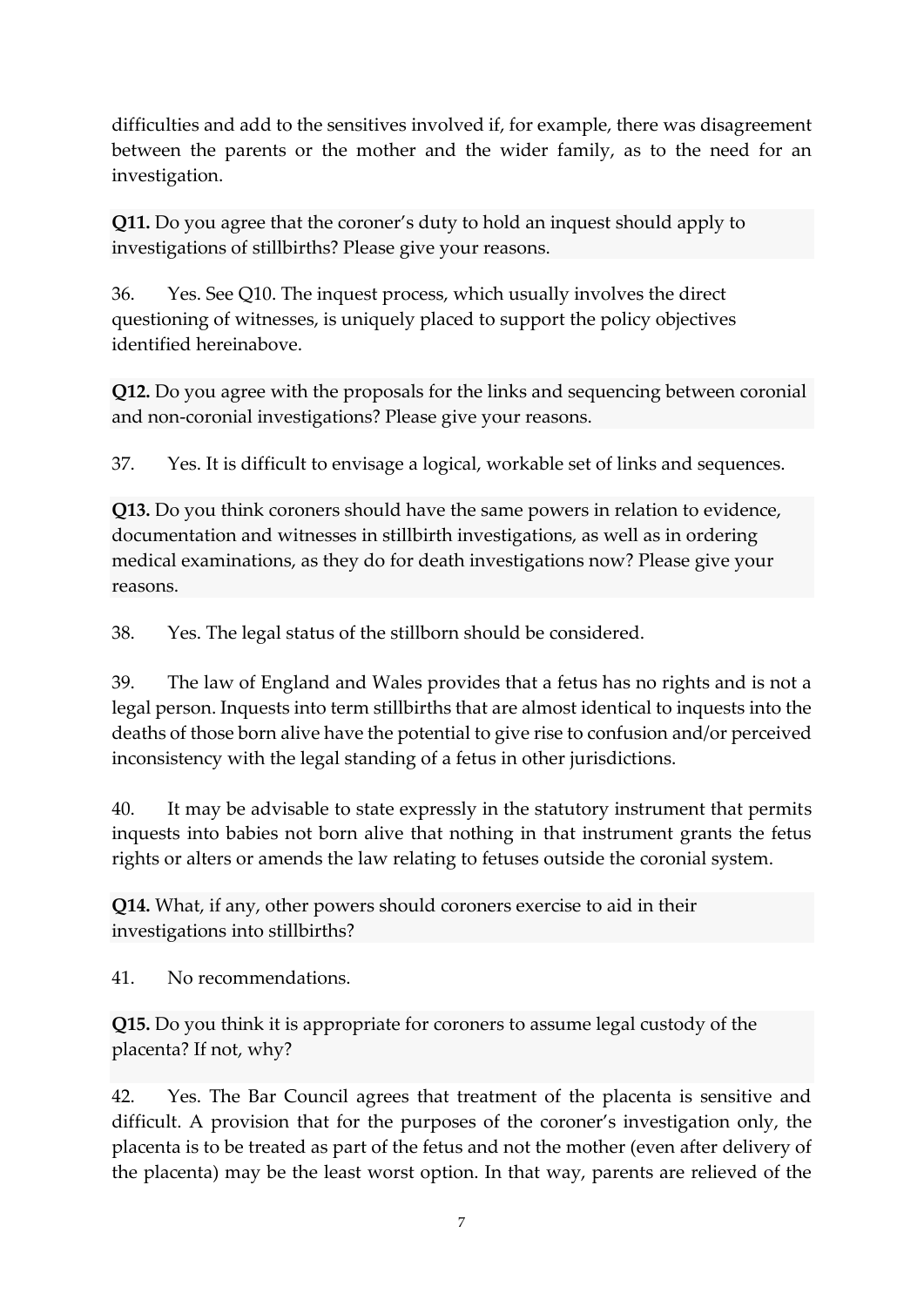difficulties and add to the sensitives involved if, for example, there was disagreement between the parents or the mother and the wider family, as to the need for an investigation.

**Q11.** Do you agree that the coroner's duty to hold an inquest should apply to investigations of stillbirths? Please give your reasons.

36. Yes. See Q10. The inquest process, which usually involves the direct questioning of witnesses, is uniquely placed to support the policy objectives identified hereinabove.

**Q12.** Do you agree with the proposals for the links and sequencing between coronial and non-coronial investigations? Please give your reasons.

37. Yes. It is difficult to envisage a logical, workable set of links and sequences.

**Q13.** Do you think coroners should have the same powers in relation to evidence, documentation and witnesses in stillbirth investigations, as well as in ordering medical examinations, as they do for death investigations now? Please give your reasons.

38. Yes. The legal status of the stillborn should be considered.

39. The law of England and Wales provides that a fetus has no rights and is not a legal person. Inquests into term stillbirths that are almost identical to inquests into the deaths of those born alive have the potential to give rise to confusion and/or perceived inconsistency with the legal standing of a fetus in other jurisdictions.

40. It may be advisable to state expressly in the statutory instrument that permits inquests into babies not born alive that nothing in that instrument grants the fetus rights or alters or amends the law relating to fetuses outside the coronial system.

**Q14.** What, if any, other powers should coroners exercise to aid in their investigations into stillbirths?

41. No recommendations.

**Q15.** Do you think it is appropriate for coroners to assume legal custody of the placenta? If not, why?

42. Yes. The Bar Council agrees that treatment of the placenta is sensitive and difficult. A provision that for the purposes of the coroner's investigation only, the placenta is to be treated as part of the fetus and not the mother (even after delivery of the placenta) may be the least worst option. In that way, parents are relieved of the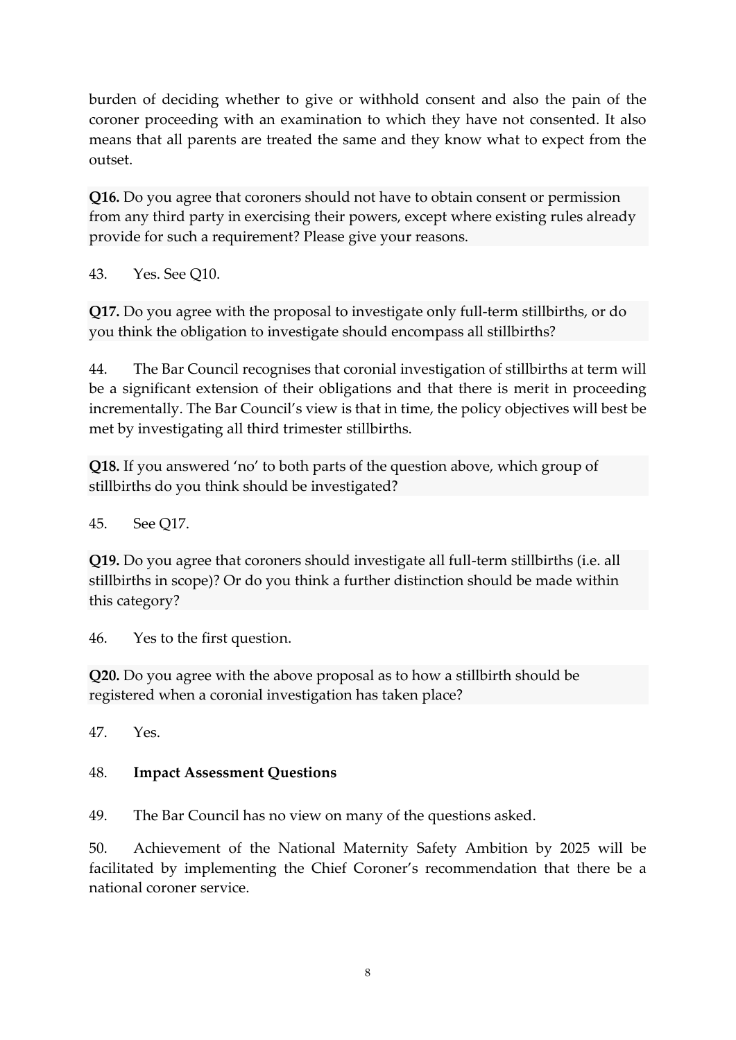burden of deciding whether to give or withhold consent and also the pain of the coroner proceeding with an examination to which they have not consented. It also means that all parents are treated the same and they know what to expect from the outset.

**Q16.** Do you agree that coroners should not have to obtain consent or permission from any third party in exercising their powers, except where existing rules already provide for such a requirement? Please give your reasons.

43. Yes. See Q10.

**Q17.** Do you agree with the proposal to investigate only full-term stillbirths, or do you think the obligation to investigate should encompass all stillbirths?

44. The Bar Council recognises that coronial investigation of stillbirths at term will be a significant extension of their obligations and that there is merit in proceeding incrementally. The Bar Council's view is that in time, the policy objectives will best be met by investigating all third trimester stillbirths.

**Q18.** If you answered 'no' to both parts of the question above, which group of stillbirths do you think should be investigated?

45. See Q17.

**Q19.** Do you agree that coroners should investigate all full-term stillbirths (i.e. all stillbirths in scope)? Or do you think a further distinction should be made within this category?

46. Yes to the first question.

**Q20.** Do you agree with the above proposal as to how a stillbirth should be registered when a coronial investigation has taken place?

47. Yes.

48. **Impact Assessment Questions**

49. The Bar Council has no view on many of the questions asked.

50. Achievement of the National Maternity Safety Ambition by 2025 will be facilitated by implementing the Chief Coroner's recommendation that there be a national coroner service.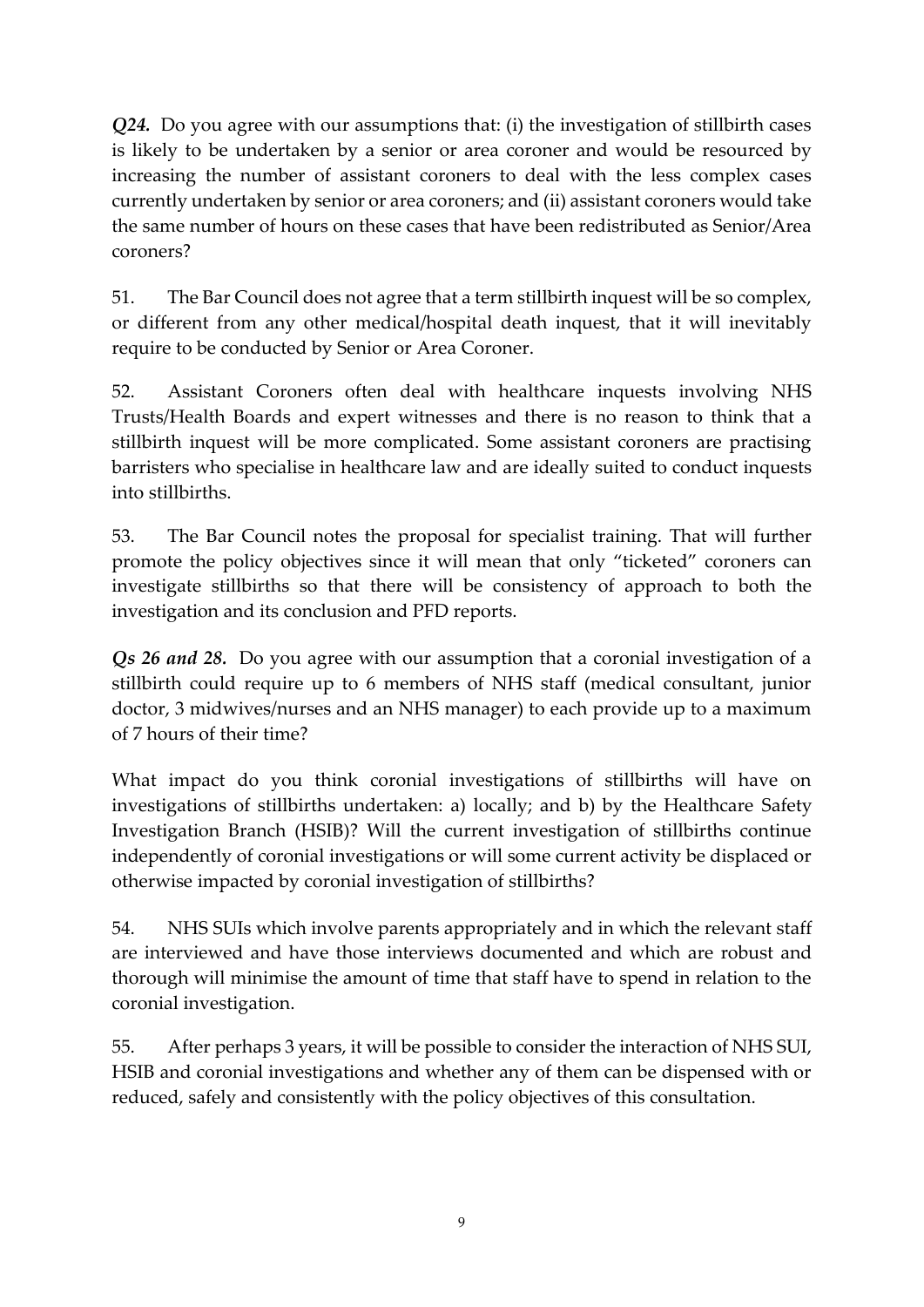***Q24.*** Do you agree with our assumptions that: (i) the investigation of stillbirth cases is likely to be undertaken by a senior or area coroner and would be resourced by increasing the number of assistant coroners to deal with the less complex cases currently undertaken by senior or area coroners; and (ii) assistant coroners would take the same number of hours on these cases that have been redistributed as Senior/Area coroners?

51. The Bar Council does not agree that a term stillbirth inquest will be so complex, or different from any other medical/hospital death inquest, that it will inevitably require to be conducted by Senior or Area Coroner.

52. Assistant Coroners often deal with healthcare inquests involving NHS Trusts/Health Boards and expert witnesses and there is no reason to think that a stillbirth inquest will be more complicated. Some assistant coroners are practising barristers who specialise in healthcare law and are ideally suited to conduct inquests into stillbirths.

53. The Bar Council notes the proposal for specialist training. That will further promote the policy objectives since it will mean that only "ticketed" coroners can investigate stillbirths so that there will be consistency of approach to both the investigation and its conclusion and PFD reports.

***Qs 26 and 28.*** Do you agree with our assumption that a coronial investigation of a stillbirth could require up to 6 members of NHS staff (medical consultant, junior doctor, 3 midwives/nurses and an NHS manager) to each provide up to a maximum of 7 hours of their time?

What impact do you think coronial investigations of stillbirths will have on investigations of stillbirths undertaken: a) locally; and b) by the Healthcare Safety Investigation Branch (HSIB)? Will the current investigation of stillbirths continue independently of coronial investigations or will some current activity be displaced or otherwise impacted by coronial investigation of stillbirths?

54. NHS SUIs which involve parents appropriately and in which the relevant staff are interviewed and have those interviews documented and which are robust and thorough will minimise the amount of time that staff have to spend in relation to the coronial investigation.

55. After perhaps 3 years, it will be possible to consider the interaction of NHS SUI, HSIB and coronial investigations and whether any of them can be dispensed with or reduced, safely and consistently with the policy objectives of this consultation.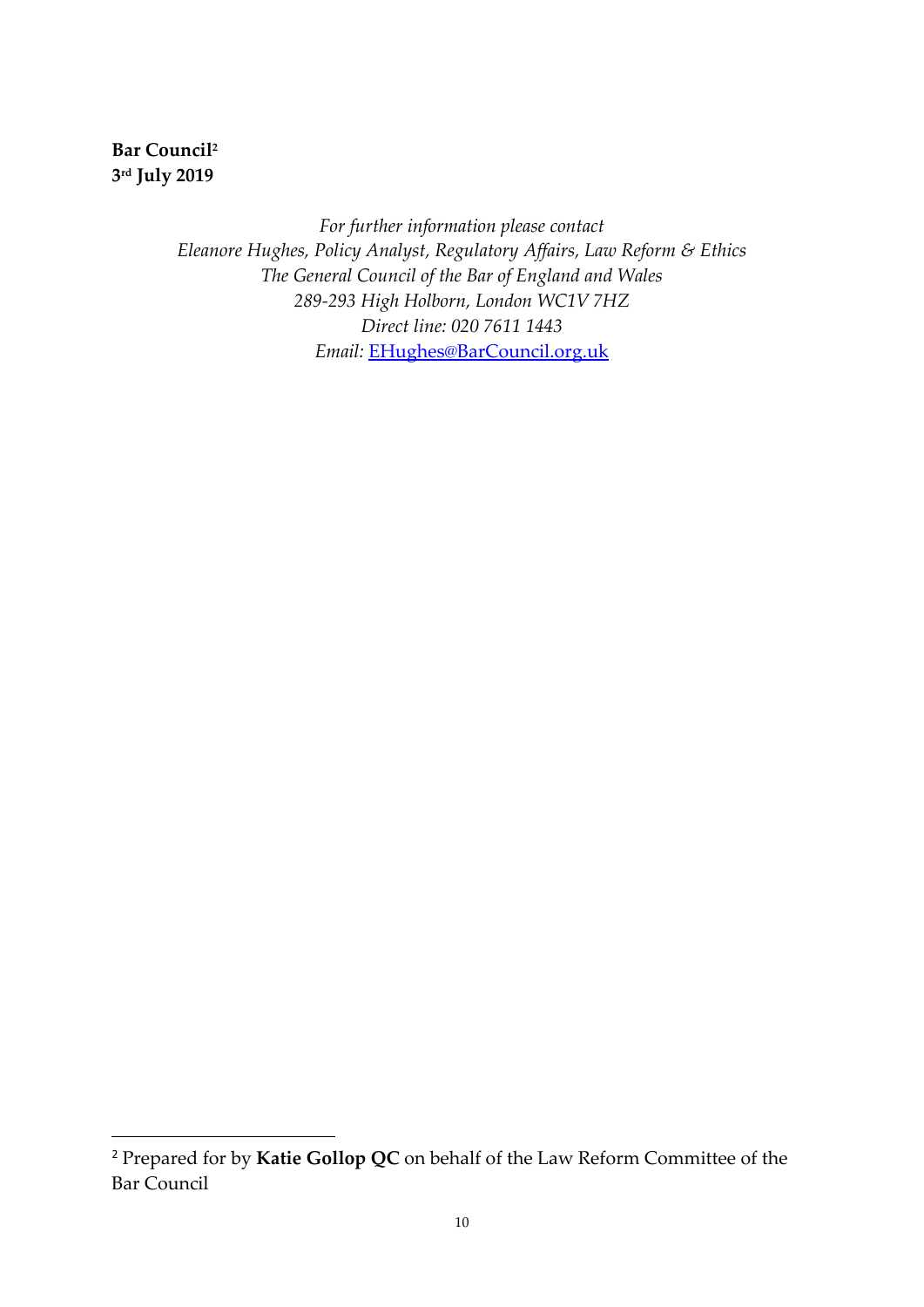**Bar Council**[2]
**3rd July 2019**

*For further information please contact*
*Eleanore Hughes, Policy Analyst, Regulatory Affairs, Law Reform & Ethics*
*The General Council of the Bar of England and Wales*
*289-293 High Holborn, London WC1V 7HZ*
*Direct line: 020 7611 1443*
*Email:* EHughes@BarCouncil.org.uk

---

[2] Prepared for by **Katie Gollop QC** on behalf of the Law Reform Committee of the Bar Council